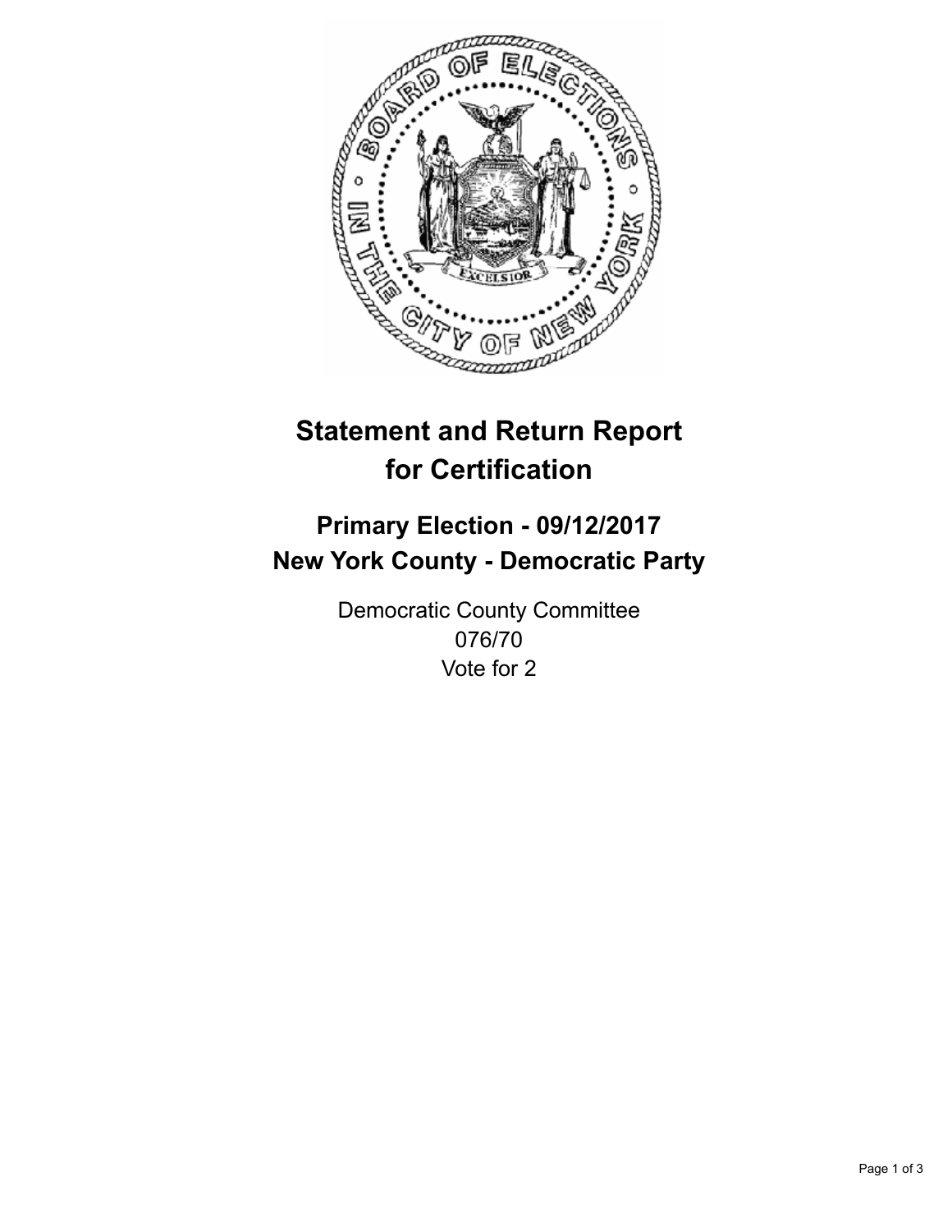# Statement and Return Report for Certification

## Primary Election - 09/12/2017
## New York County - Democratic Party

Democratic County Committee
076/70
Vote for 2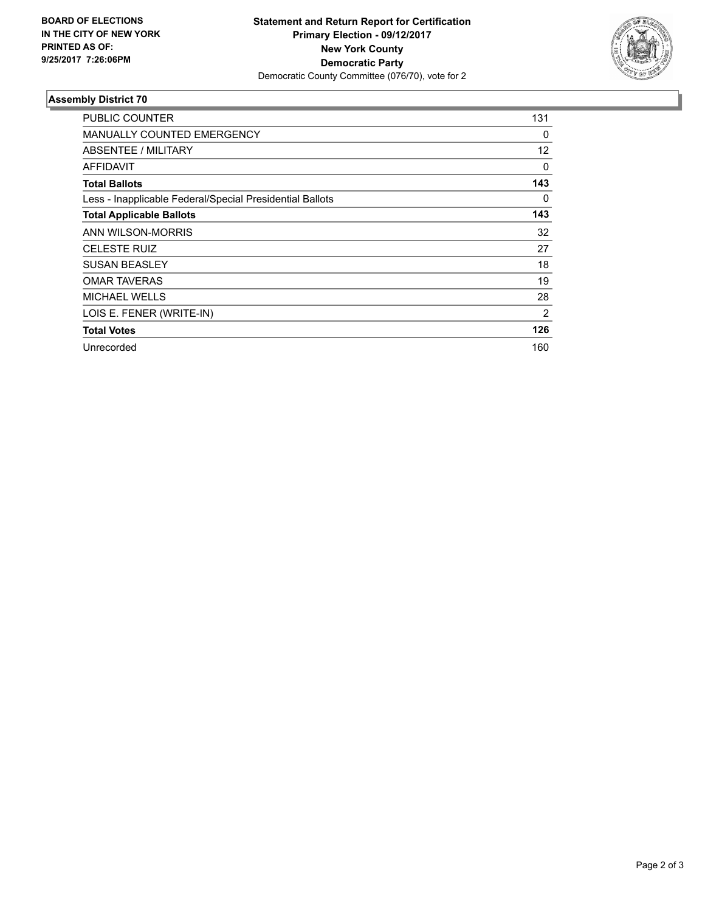**BOARD OF ELECTIONS IN THE CITY OF NEW YORK PRINTED AS OF: 9/25/2017 7:26:06PM**

**Statement and Return Report for Certification**
**Primary Election - 09/12/2017**
**New York County**
**Democratic Party**
Democratic County Committee (076/70), vote for 2

### Assembly District 70

| | |
|---|---|
| PUBLIC COUNTER | 131 |
| MANUALLY COUNTED EMERGENCY | 0 |
| ABSENTEE / MILITARY | 12 |
| AFFIDAVIT | 0 |
| **Total Ballots** | **143** |
| Less - Inapplicable Federal/Special Presidential Ballots | 0 |
| **Total Applicable Ballots** | **143** |
| ANN WILSON-MORRIS | 32 |
| CELESTE RUIZ | 27 |
| SUSAN BEASLEY | 18 |
| OMAR TAVERAS | 19 |
| MICHAEL WELLS | 28 |
| LOIS E. FENER (WRITE-IN) | 2 |
| **Total Votes** | **126** |
| Unrecorded | 160 |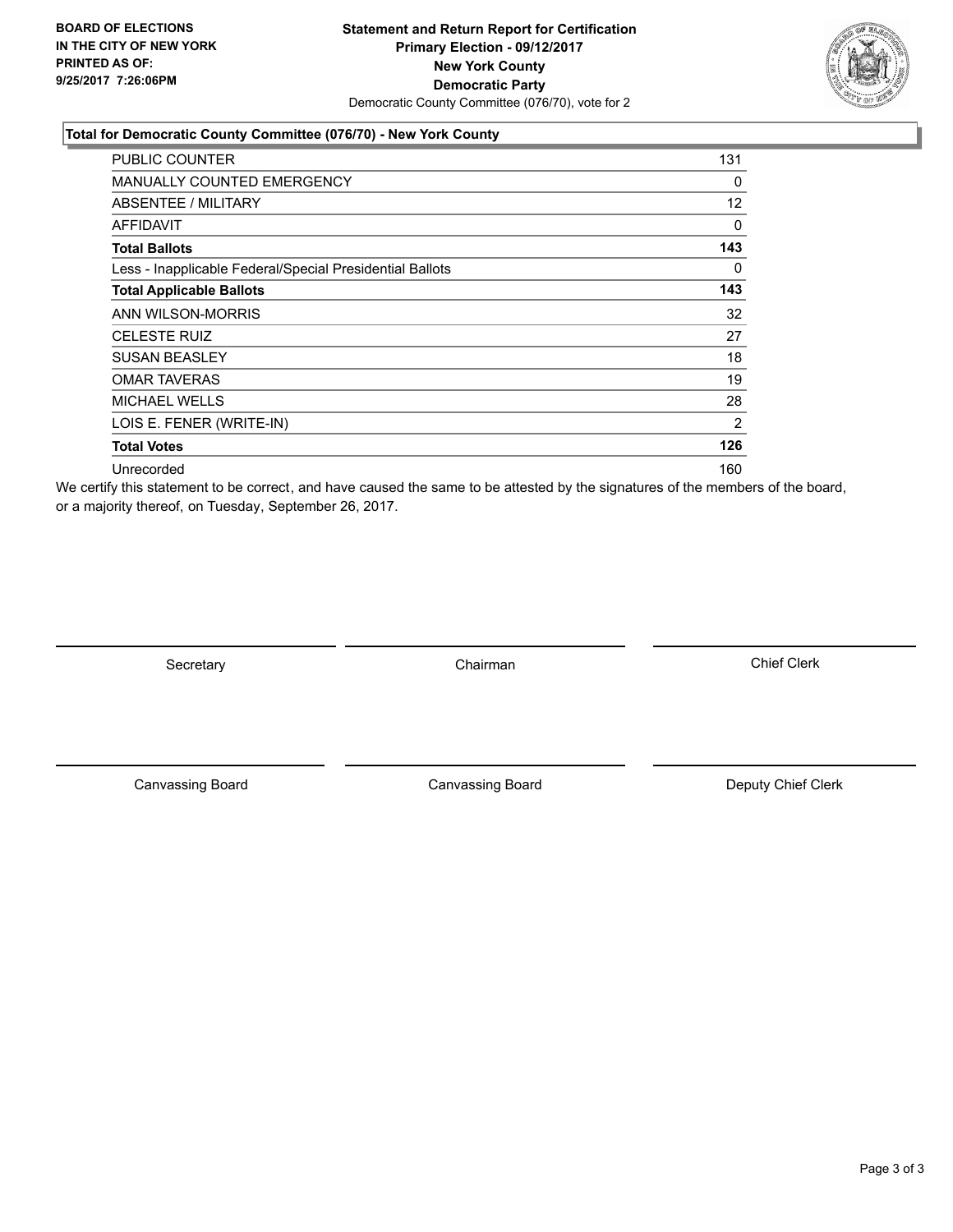**BOARD OF ELECTIONS IN THE CITY OF NEW YORK PRINTED AS OF: 9/25/2017 7:26:06PM**

**Statement and Return Report for Certification**
**Primary Election - 09/12/2017**
**New York County**
**Democratic Party**
Democratic County Committee (076/70), vote for 2

**Total for Democratic County Committee (076/70) - New York County**

| | |
|---|---|
| PUBLIC COUNTER | 131 |
| MANUALLY COUNTED EMERGENCY | 0 |
| ABSENTEE / MILITARY | 12 |
| AFFIDAVIT | 0 |
| **Total Ballots** | **143** |
| Less - Inapplicable Federal/Special Presidential Ballots | 0 |
| **Total Applicable Ballots** | **143** |
| ANN WILSON-MORRIS | 32 |
| CELESTE RUIZ | 27 |
| SUSAN BEASLEY | 18 |
| OMAR TAVERAS | 19 |
| MICHAEL WELLS | 28 |
| LOIS E. FENER (WRITE-IN) | 2 |
| **Total Votes** | **126** |
| Unrecorded | 160 |

We certify this statement to be correct, and have caused the same to be attested by the signatures of the members of the board, or a majority thereof, on Tuesday, September 26, 2017.

Secretary

Chairman

Chief Clerk

Canvassing Board

Canvassing Board

Deputy Chief Clerk